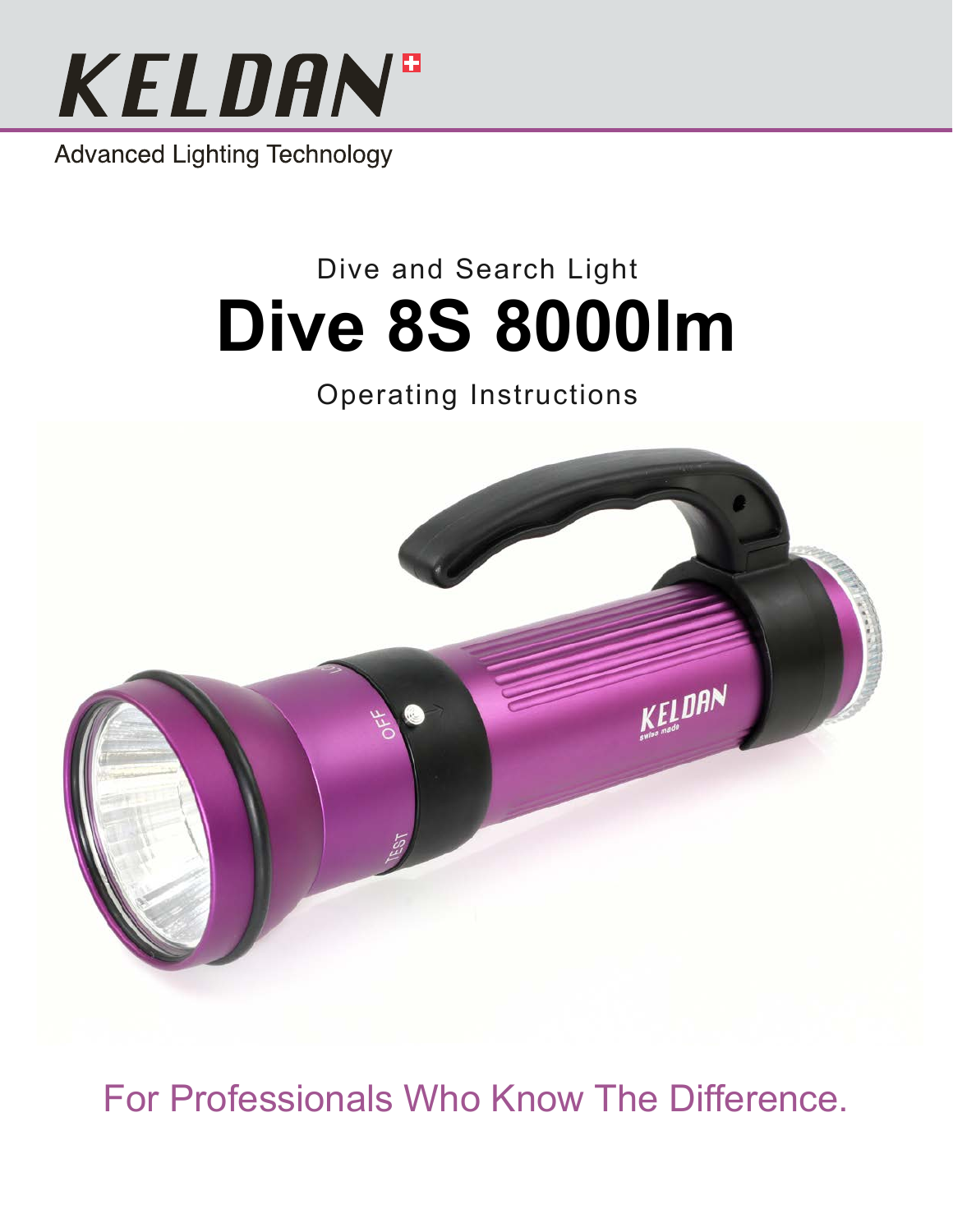# KELDAN

Advanced Lighting Technology

Dive and Search Light

# Dive 8S 8000lm

Operating Instructions

For Professionals Who Know The Difference.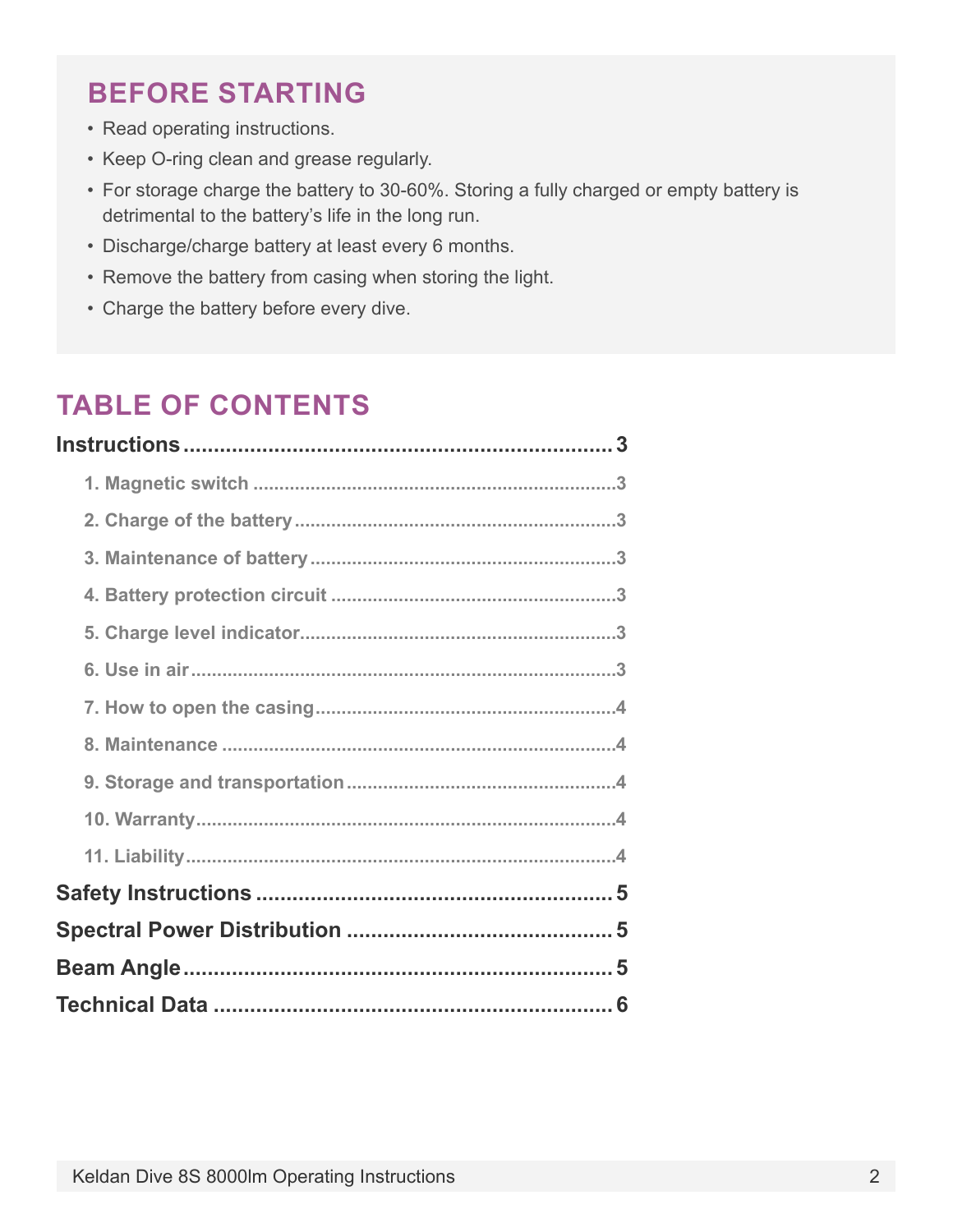## BEFORE STARTING

- Read operating instructions.
- Keep O-ring clean and grease regularly.
- For storage charge the battery to 30-60%. Storing a fully charged or empty battery is detrimental to the battery's life in the long run.
- Discharge/charge battery at least every 6 months.
- Remove the battery from casing when storing the light.
- Charge the battery before every dive.

## TABLE OF CONTENTS

**Instructions** ........................................................ **3**

- 1. Magnetic switch ........................................................ 3
- 2. Charge of the battery ........................................................ 3
- 3. Maintenance of battery ........................................................ 3
- 4. Battery protection circuit ........................................................ 3
- 5. Charge level indicator ........................................................ 3
- 6. Use in air ........................................................ 3
- 7. How to open the casing ........................................................ 4
- 8. Maintenance ........................................................ 4
- 9. Storage and transportation ........................................................ 4
- 10. Warranty ........................................................ 4
- 11. Liability ........................................................ 4

**Safety Instructions** ........................................................ **5**

**Spectral Power Distribution** ........................................................ **5**

**Beam Angle** ........................................................ **5**

**Technical Data** ........................................................ **6**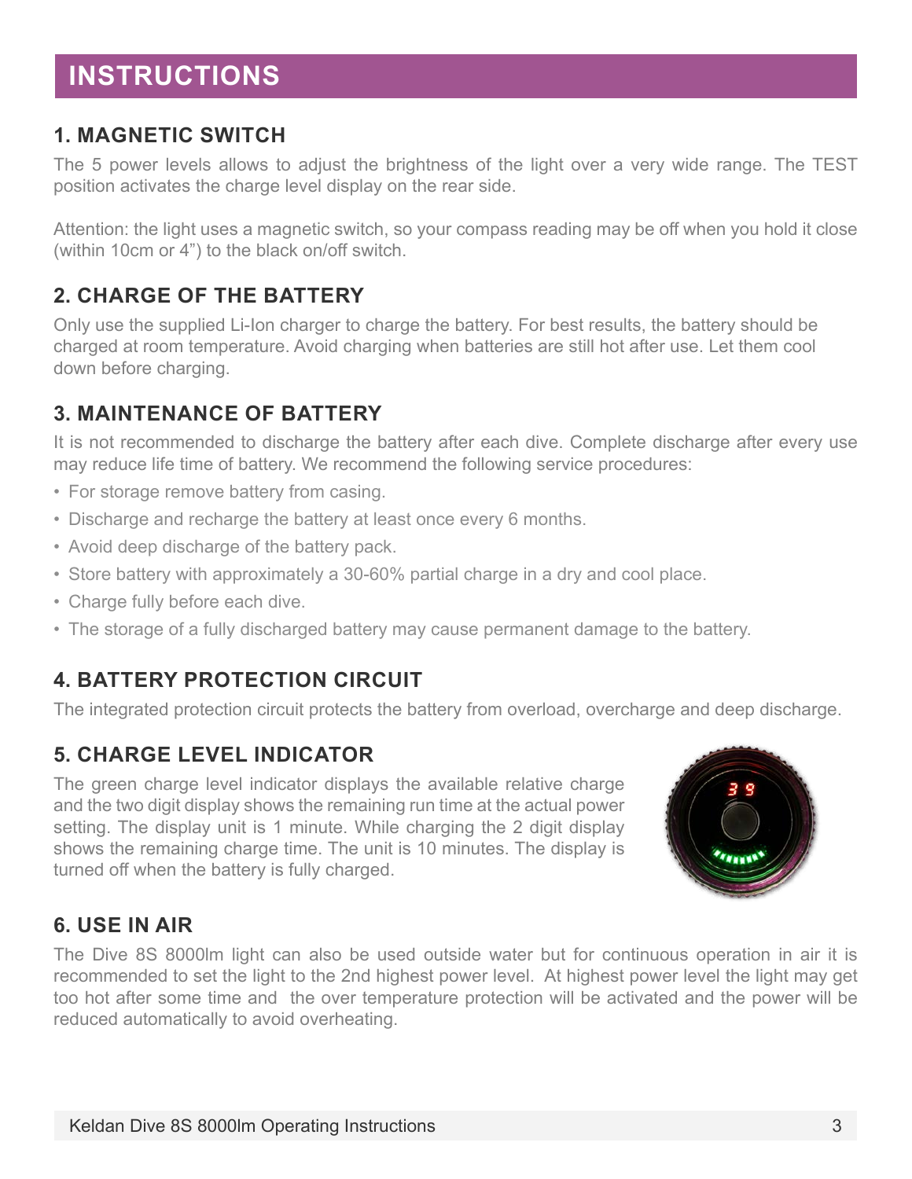# INSTRUCTIONS

## 1. MAGNETIC SWITCH

The 5 power levels allows to adjust the brightness of the light over a very wide range. The TEST position activates the charge level display on the rear side.

Attention: the light uses a magnetic switch, so your compass reading may be off when you hold it close (within 10cm or 4”) to the black on/off switch.

## 2. CHARGE OF THE BATTERY

Only use the supplied Li-Ion charger to charge the battery. For best results, the battery should be charged at room temperature. Avoid charging when batteries are still hot after use. Let them cool down before charging.

## 3. MAINTENANCE OF BATTERY

It is not recommended to discharge the battery after each dive. Complete discharge after every use may reduce life time of battery. We recommend the following service procedures:

- For storage remove battery from casing.
- Discharge and recharge the battery at least once every 6 months.
- Avoid deep discharge of the battery pack.
- Store battery with approximately a 30-60% partial charge in a dry and cool place.
- Charge fully before each dive.
- The storage of a fully discharged battery may cause permanent damage to the battery.

## 4. BATTERY PROTECTION CIRCUIT

The integrated protection circuit protects the battery from overload, overcharge and deep discharge.

## 5. CHARGE LEVEL INDICATOR

The green charge level indicator displays the available relative charge and the two digit display shows the remaining run time at the actual power setting. The display unit is 1 minute. While charging the 2 digit display shows the remaining charge time. The unit is 10 minutes. The display is turned off when the battery is fully charged.

## 6. USE IN AIR

The Dive 8S 8000lm light can also be used outside water but for continuous operation in air it is recommended to set the light to the 2nd highest power level. At highest power level the light may get too hot after some time and the over temperature protection will be activated and the power will be reduced automatically to avoid overheating.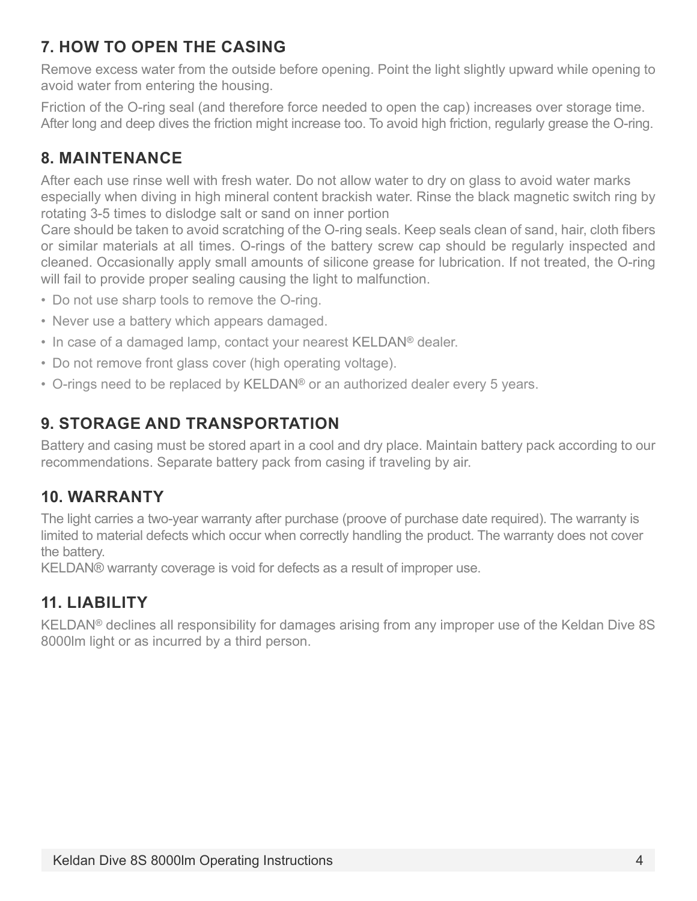## 7. HOW TO OPEN THE CASING

Remove excess water from the outside before opening. Point the light slightly upward while opening to avoid water from entering the housing.

Friction of the O-ring seal (and therefore force needed to open the cap) increases over storage time. After long and deep dives the friction might increase too. To avoid high friction, regularly grease the O-ring.

## 8. MAINTENANCE

After each use rinse well with fresh water. Do not allow water to dry on glass to avoid water marks especially when diving in high mineral content brackish water. Rinse the black magnetic switch ring by rotating 3-5 times to dislodge salt or sand on inner portion

Care should be taken to avoid scratching of the O-ring seals. Keep seals clean of sand, hair, cloth fibers or similar materials at all times. O-rings of the battery screw cap should be regularly inspected and cleaned. Occasionally apply small amounts of silicone grease for lubrication. If not treated, the O-ring will fail to provide proper sealing causing the light to malfunction.

- Do not use sharp tools to remove the O-ring.
- Never use a battery which appears damaged.
- In case of a damaged lamp, contact your nearest KELDAN® dealer.
- Do not remove front glass cover (high operating voltage).
- O-rings need to be replaced by KELDAN® or an authorized dealer every 5 years.

## 9. STORAGE AND TRANSPORTATION

Battery and casing must be stored apart in a cool and dry place. Maintain battery pack according to our recommendations. Separate battery pack from casing if traveling by air.

## 10. WARRANTY

The light carries a two-year warranty after purchase (proove of purchase date required). The warranty is limited to material defects which occur when correctly handling the product. The warranty does not cover the battery.

KELDAN® warranty coverage is void for defects as a result of improper use.

## 11. LIABILITY

KELDAN® declines all responsibility for damages arising from any improper use of the Keldan Dive 8S 8000lm light or as incurred by a third person.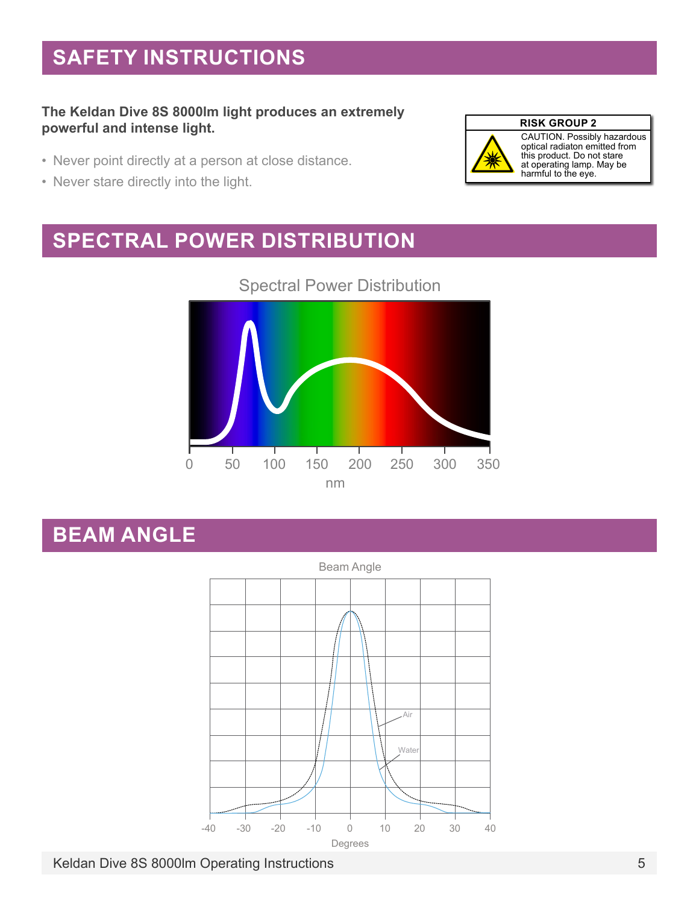## SAFETY INSTRUCTIONS

**The Keldan Dive 8S 8000lm light produces an extremely powerful and intense light.**

- Never point directly at a person at close distance.
- Never stare directly into the light.

**RISK GROUP 2**

CAUTION. Possibly hazardous optical radiaton emitted from this product. Do not stare at operating lamp. May be harmful to the eye.

## SPECTRAL POWER DISTRIBUTION

Spectral Power Distribution

0 50 100 150 200 250 300 350

nm

## BEAM ANGLE

Beam Angle

Air

Water

-40 -30 -20 -10 0 10 20 30 40

Degrees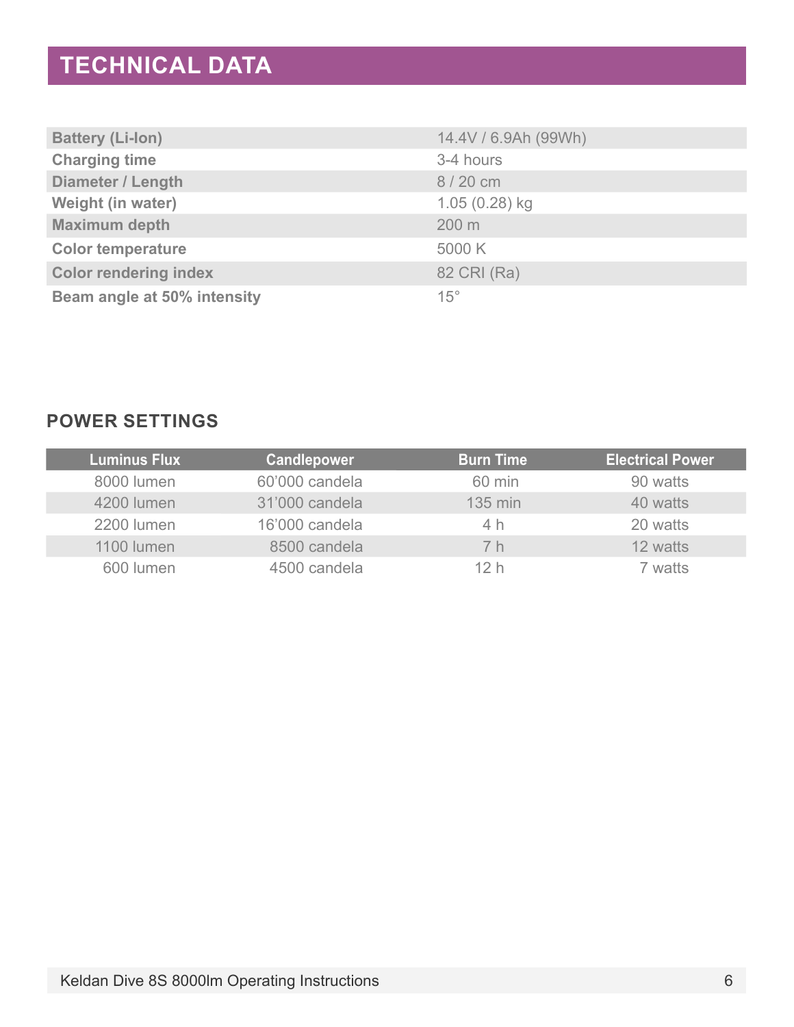# TECHNICAL DATA

| | |
|---|---|
| **Battery (Li-Ion)** | 14.4V / 6.9Ah (99Wh) |
| **Charging time** | 3-4 hours |
| **Diameter / Length** | 8 / 20 cm |
| **Weight (in water)** | 1.05 (0.28) kg |
| **Maximum depth** | 200 m |
| **Color temperature** | 5000 K |
| **Color rendering index** | 82 CRI (Ra) |
| **Beam angle at 50% intensity** | 15° |

## POWER SETTINGS

| Luminus Flux | Candlepower | Burn Time | Electrical Power |
|---|---|---|---|
| 8000 lumen | 60’000 candela | 60 min | 90 watts |
| 4200 lumen | 31’000 candela | 135 min | 40 watts |
| 2200 lumen | 16’000 candela | 4 h | 20 watts |
| 1100 lumen | 8500 candela | 7 h | 12 watts |
| 600 lumen | 4500 candela | 12 h | 7 watts |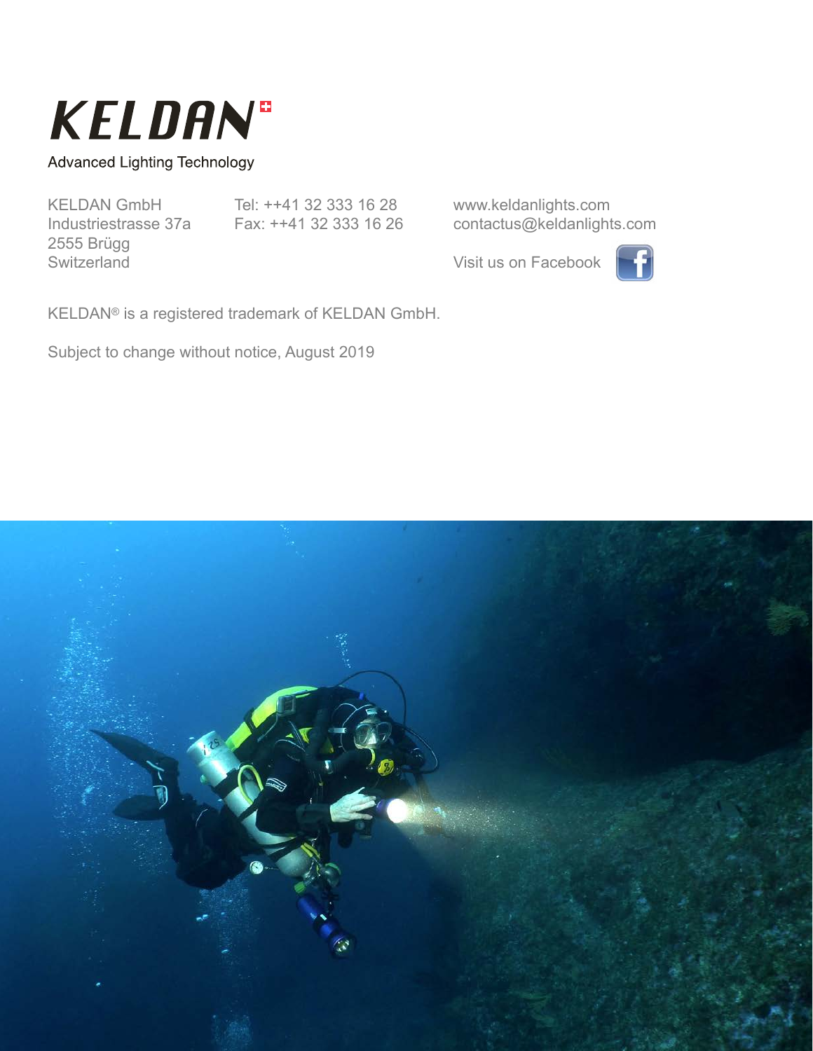# KELDAN

Advanced Lighting Technology

KELDAN GmbH
Industriestrasse 37a
2555 Brügg
Switzerland

Tel: ++41 32 333 16 28
Fax: ++41 32 333 16 26

www.keldanlights.com
contactus@keldanlights.com

Visit us on Facebook

KELDAN® is a registered trademark of KELDAN GmbH.

Subject to change without notice, August 2019